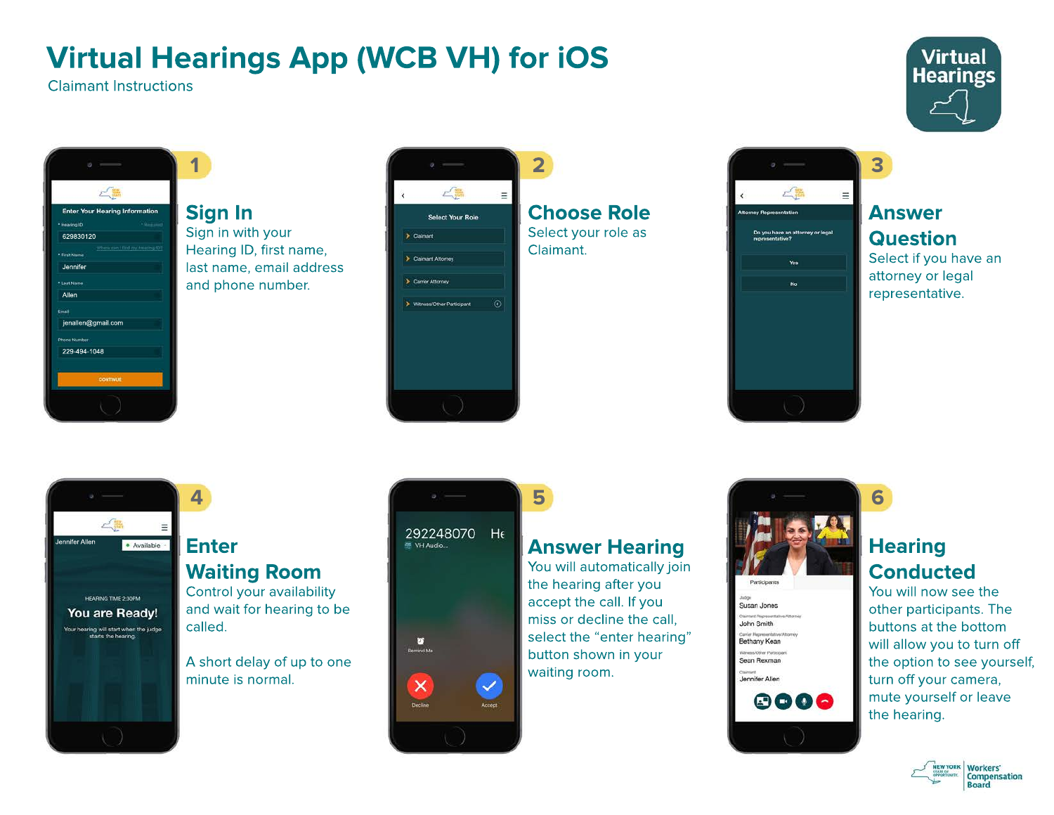# Virtual Hearings App (WCB VH) for iOS

Claimant Instructions

## 1 Sign In

Sign in with your Hearing ID, first name, last name, email address and phone number.

## 2 Choose Role

Select your role as Claimant.

## 3 Answer Question

Select if you have an attorney or legal representative.

## 4 Enter Waiting Room

Control your availability and wait for hearing to be called.

A short delay of up to one minute is normal.

## 5 Answer Hearing

You will automatically join the hearing after you accept the call. If you miss or decline the call, select the "enter hearing" button shown in your waiting room.

## 6 Hearing Conducted

You will now see the other participants. The buttons at the bottom will allow you to turn off the option to see yourself, turn off your camera, mute yourself or leave the hearing.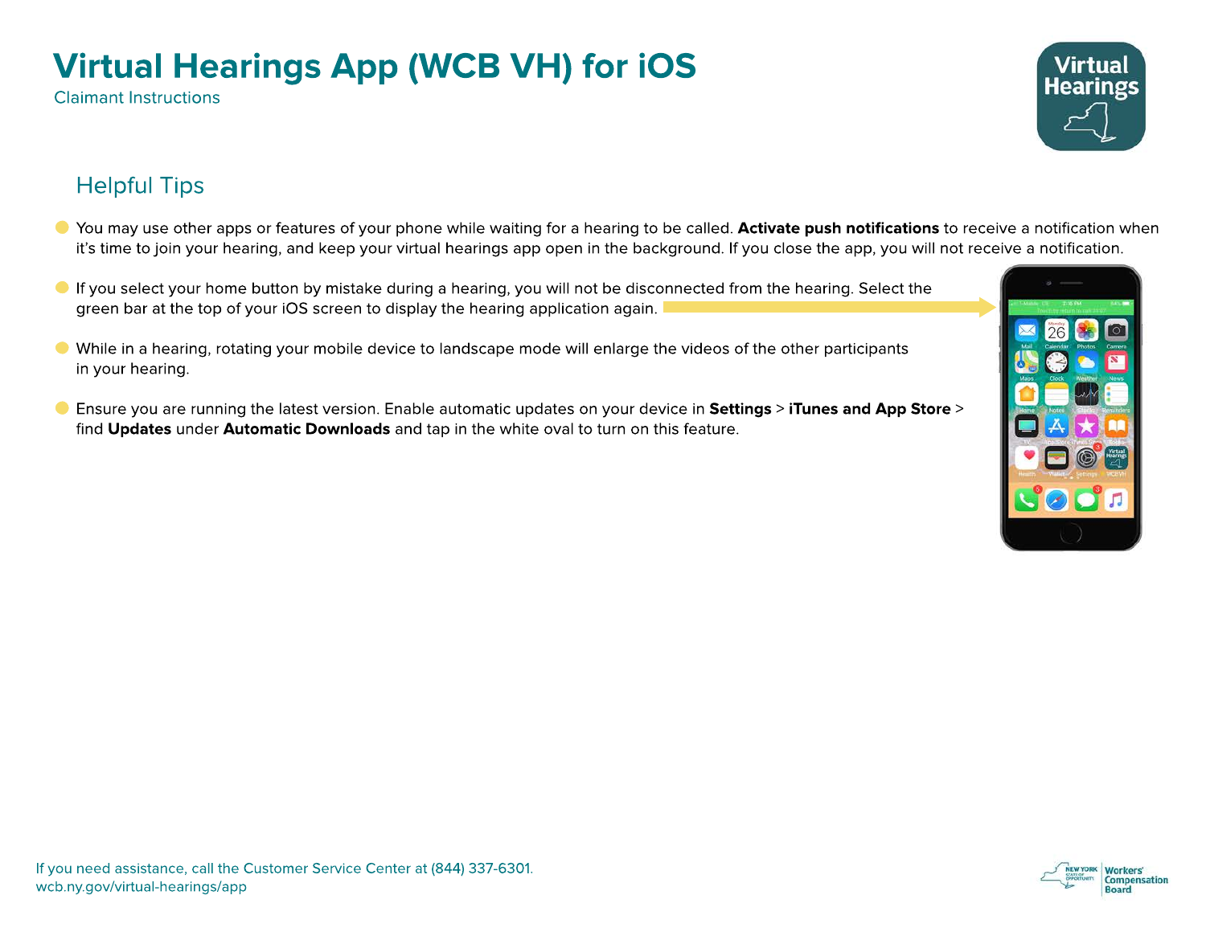# Virtual Hearings App (WCB VH) for iOS

Claimant Instructions

## Helpful Tips

- You may use other apps or features of your phone while waiting for a hearing to be called. **Activate push notifications** to receive a notification when it's time to join your hearing, and keep your virtual hearings app open in the background. If you close the app, you will not receive a notification.
- If you select your home button by mistake during a hearing, you will not be disconnected from the hearing. Select the green bar at the top of your iOS screen to display the hearing application again.
- While in a hearing, rotating your mobile device to landscape mode will enlarge the videos of the other participants in your hearing.
- Ensure you are running the latest version. Enable automatic updates on your device in **Settings** > **iTunes and App Store** > find **Updates** under **Automatic Downloads** and tap in the white oval to turn on this feature.

If you need assistance, call the Customer Service Center at (844) 337-6301.
wcb.ny.gov/virtual-hearings/app